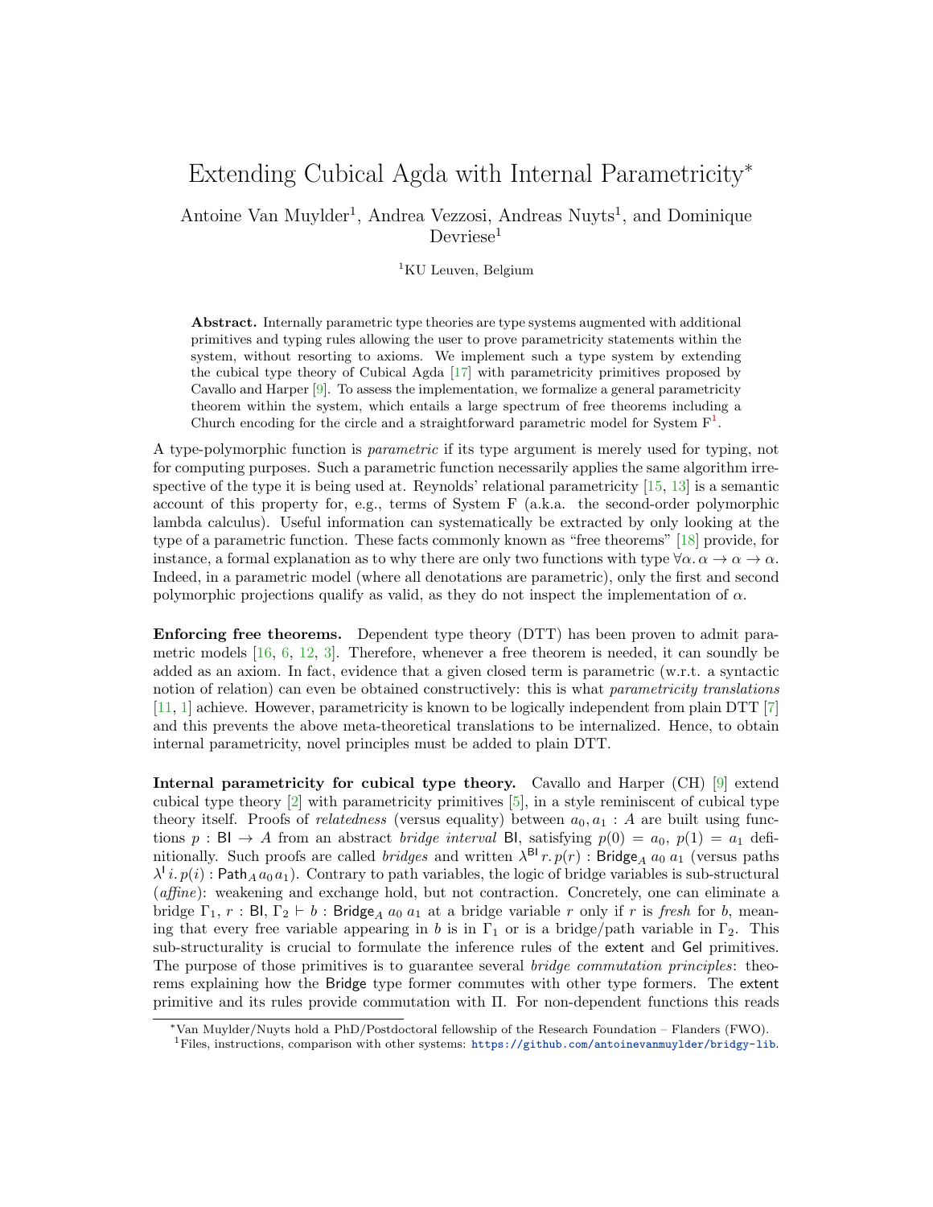# Extending Cubical Agda with Internal Parametricity*

Antoine Van Muylder[1], Andrea Vezzosi, Andreas Nuyts[1], and Dominique Devriese[1]

[1]KU Leuven, Belgium

**Abstract.** Internally parametric type theories are type systems augmented with additional primitives and typing rules allowing the user to prove parametricity statements within the system, without resorting to axioms. We implement such a type system by extending the cubical type theory of Cubical Agda [17] with parametricity primitives proposed by Cavallo and Harper [9]. To assess the implementation, we formalize a general parametricity theorem within the system, which entails a large spectrum of free theorems including a Church encoding for the circle and a straightforward parametric model for System F[1].

A type-polymorphic function is *parametric* if its type argument is merely used for typing, not for computing purposes. Such a parametric function necessarily applies the same algorithm irrespective of the type it is being used at. Reynolds' relational parametricity [15, 13] is a semantic account of this property for, e.g., terms of System F (a.k.a. the second-order polymorphic lambda calculus). Useful information can systematically be extracted by only looking at the type of a parametric function. These facts commonly known as "free theorems" [18] provide, for instance, a formal explanation as to why there are only two functions with type $\forall\alpha.\,\alpha \to \alpha \to \alpha$. Indeed, in a parametric model (where all denotations are parametric), only the first and second polymorphic projections qualify as valid, as they do not inspect the implementation of $\alpha$.

**Enforcing free theorems.** Dependent type theory (DTT) has been proven to admit parametric models [16, 6, 12, 3]. Therefore, whenever a free theorem is needed, it can soundly be added as an axiom. In fact, evidence that a given closed term is parametric (w.r.t. a syntactic notion of relation) can even be obtained constructively: this is what *parametricity translations* [11, 1] achieve. However, parametricity is known to be logically independent from plain DTT [7] and this prevents the above meta-theoretical translations to be internalized. Hence, to obtain internal parametricity, novel principles must be added to plain DTT.

**Internal parametricity for cubical type theory.** Cavallo and Harper (CH) [9] extend cubical type theory [2] with parametricity primitives [5], in a style reminiscent of cubical type theory itself. Proofs of *relatedness* (versus equality) between $a_0, a_1 : A$ are built using functions $p : \mathsf{BI} \to A$ from an abstract *bridge interval* $\mathsf{BI}$, satisfying $p(0) = a_0$, $p(1) = a_1$ definitionally. Such proofs are called *bridges* and written $\lambda^{\mathsf{BI}}\, r.\, p(r) : \mathsf{Bridge}_A\ a_0\ a_1$ (versus paths $\lambda^{\mathsf{I}}\, i.\, p(i) : \mathsf{Path}_A\, a_0\, a_1$). Contrary to path variables, the logic of bridge variables is sub-structural (*affine*): weakening and exchange hold, but not contraction. Concretely, one can eliminate a bridge $\Gamma_1,\, r : \mathsf{BI},\, \Gamma_2 \vdash b : \mathsf{Bridge}_A\ a_0\ a_1$ at a bridge variable $r$ only if $r$ is *fresh* for $b$, meaning that every free variable appearing in $b$ is in $\Gamma_1$ or is a bridge/path variable in $\Gamma_2$. This sub-structurality is crucial to formulate the inference rules of the $\mathsf{extent}$ and $\mathsf{Gel}$ primitives. The purpose of those primitives is to guarantee several *bridge commutation principles*: theorems explaining how the $\mathsf{Bridge}$ type former commutes with other type formers. The $\mathsf{extent}$ primitive and its rules provide commutation with $\Pi$. For non-dependent functions this reads

*Van Muylder/Nuyts hold a PhD/Postdoctoral fellowship of the Research Foundation – Flanders (FWO).

[1]Files, instructions, comparison with other systems: https://github.com/antoinevanmuylder/bridgy-lib.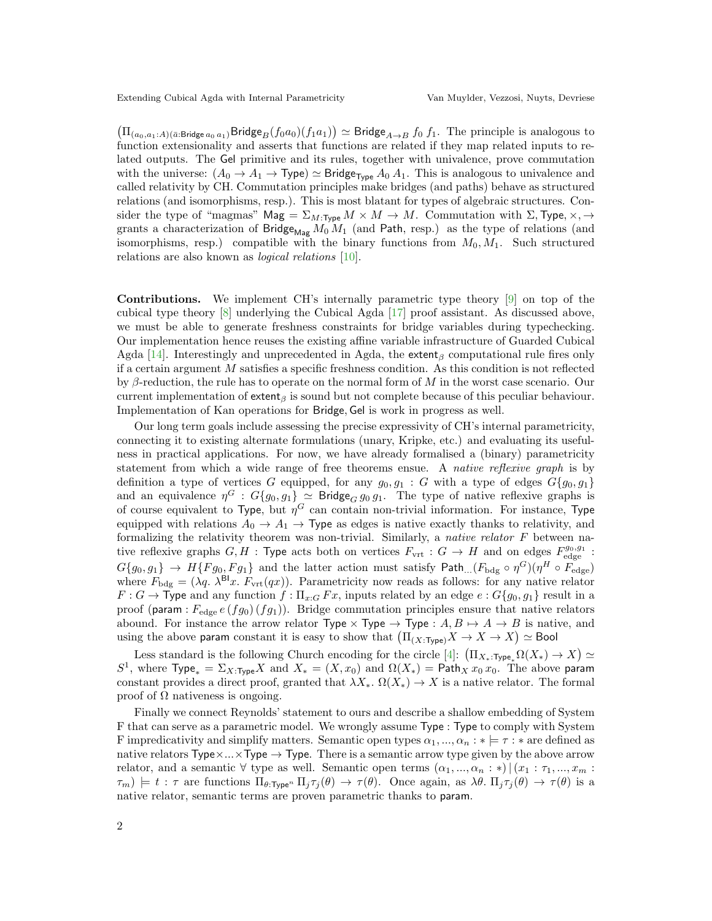$\left(\Pi_{(a_0,a_1:A)(\bar{a}:\mathsf{Bridge}\,a_0\,a_1)}\mathsf{Bridge}_B(f_0 a_0)(f_1 a_1)\right) \simeq \mathsf{Bridge}_{A\to B}\ f_0\ f_1$. The principle is analogous to function extensionality and asserts that functions are related if they map related inputs to related outputs. The $\mathsf{Gel}$ primitive and its rules, together with univalence, prove commutation with the universe: $(A_0 \to A_1 \to \mathsf{Type}) \simeq \mathsf{Bridge}_{\mathsf{Type}}\, A_0\, A_1$. This is analogous to univalence and called relativity by CH. Commutation principles make bridges (and paths) behave as structured relations (and isomorphisms, resp.). This is most blatant for types of algebraic structures. Consider the type of "magmas" $\mathsf{Mag} = \Sigma_{M:\mathsf{Type}}\, M \times M \to M$. Commutation with $\Sigma, \mathsf{Type}, \times, \to$ grants a characterization of $\mathsf{Bridge}_{\mathsf{Mag}}\, M_0\, M_1$ (and $\mathsf{Path}$, resp.) as the type of relations (and isomorphisms, resp.) compatible with the binary functions from $M_0, M_1$. Such structured relations are also known as *logical relations* [10].

**Contributions.** We implement CH's internally parametric type theory [9] on top of the cubical type theory [8] underlying the Cubical Agda [17] proof assistant. As discussed above, we must be able to generate freshness constraints for bridge variables during typechecking. Our implementation hence reuses the existing affine variable infrastructure of Guarded Cubical Agda [14]. Interestingly and unprecedented in Agda, the $\mathsf{extent}_\beta$ computational rule fires only if a certain argument $M$ satisfies a specific freshness condition. As this condition is not reflected by $\beta$-reduction, the rule has to operate on the normal form of $M$ in the worst case scenario. Our current implementation of $\mathsf{extent}_\beta$ is sound but not complete because of this peculiar behaviour. Implementation of Kan operations for $\mathsf{Bridge}, \mathsf{Gel}$ is work in progress as well.

Our long term goals include assessing the precise expressivity of CH's internal parametricity, connecting it to existing alternate formulations (unary, Kripke, etc.) and evaluating its usefulness in practical applications. For now, we have already formalised a (binary) parametricity statement from which a wide range of free theorems ensue. A *native reflexive graph* is by definition a type of vertices $G$ equipped, for any $g_0, g_1 : G$ with a type of edges $G\{g_0, g_1\}$ and an equivalence $\eta^G : G\{g_0, g_1\} \simeq \mathsf{Bridge}_G\, g_0\, g_1$. The type of native reflexive graphs is of course equivalent to $\mathsf{Type}$, but $\eta^G$ can contain non-trivial information. For instance, $\mathsf{Type}$ equipped with relations $A_0 \to A_1 \to \mathsf{Type}$ as edges is native exactly thanks to relativity, and formalizing the relativity theorem was non-trivial. Similarly, a *native relator* $F$ between native reflexive graphs $G, H : \mathsf{Type}$ acts both on vertices $F_{\mathrm{vrt}} : G \to H$ and on edges $F_{\mathrm{edge}}^{g_0, g_1} : G\{g_0, g_1\} \to H\{F g_0, F g_1\}$ and the latter action must satisfy $\mathsf{Path}_{\ldots}(F_{\mathrm{bdg}} \circ \eta^G)(\eta^H \circ F_{\mathrm{edge}})$ where $F_{\mathrm{bdg}} = (\lambda q.\ \lambda^{\mathsf{BI}} x.\ F_{\mathrm{vrt}}(q x))$. Parametricity now reads as follows: for any native relator $F : G \to \mathsf{Type}$ and any function $f : \Pi_{x:G}\, F x$, inputs related by an edge $e : G\{g_0, g_1\}$ result in a proof $(\mathsf{param} : F_{\mathrm{edge}}\, e\, (f g_0)\, (f g_1))$. Bridge commutation principles ensure that native relators abound. For instance the arrow relator $\mathsf{Type} \times \mathsf{Type} \to \mathsf{Type} : A, B \mapsto A \to B$ is native, and using the above $\mathsf{param}$ constant it is easy to show that $\left(\Pi_{(X:\mathsf{Type})} X \to X \to X\right) \simeq \mathsf{Bool}$

Less standard is the following Church encoding for the circle [4]: $\left(\Pi_{X_*:\mathsf{Type}_*}\Omega(X_*) \to X\right) \simeq S^1$, where $\mathsf{Type}_* = \Sigma_{X:\mathsf{Type}} X$ and $X_* = (X, x_0)$ and $\Omega(X_*) = \mathsf{Path}_X\, x_0\, x_0$. The above $\mathsf{param}$ constant provides a direct proof, granted that $\lambda X_*.\ \Omega(X_*) \to X$ is a native relator. The formal proof of $\Omega$ nativeness is ongoing.

Finally we connect Reynolds' statement to ours and describe a shallow embedding of System F that can serve as a parametric model. We wrongly assume $\mathsf{Type} : \mathsf{Type}$ to comply with System F impredicativity and simplify matters. Semantic open types $\alpha_1, ..., \alpha_n : * \models \tau : *$ are defined as native relators $\mathsf{Type} \times ... \times \mathsf{Type} \to \mathsf{Type}$. There is a semantic arrow type given by the above arrow relator, and a semantic $\forall$ type as well. Semantic open terms $(\alpha_1, ..., \alpha_n : *) \,|\, (x_1 : \tau_1, ..., x_m : \tau_m) \models t : \tau$ are functions $\Pi_{\theta:\mathsf{Type}^n}\, \Pi_j \tau_j(\theta) \to \tau(\theta)$. Once again, as $\lambda\theta.\ \Pi_j \tau_j(\theta) \to \tau(\theta)$ is a native relator, semantic terms are proven parametric thanks to $\mathsf{param}$.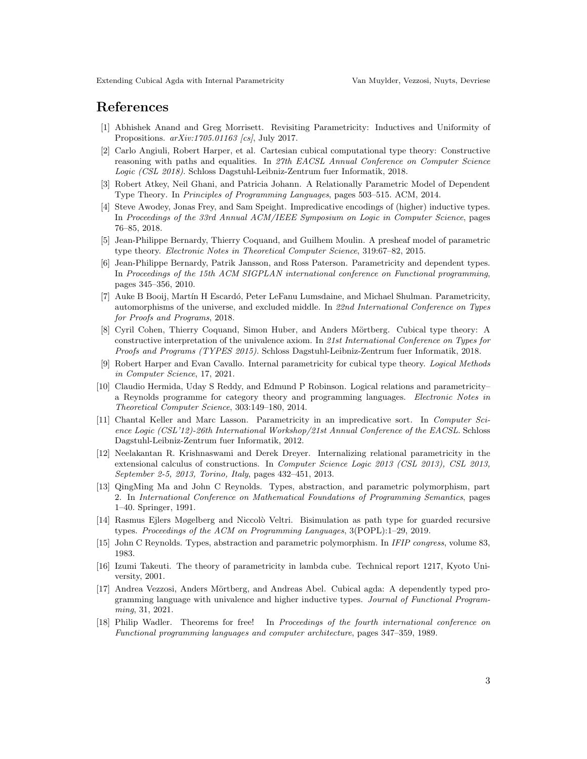## References

[1] Abhishek Anand and Greg Morrisett. Revisiting Parametricity: Inductives and Uniformity of Propositions. *arXiv:1705.01163 [cs]*, July 2017.

[2] Carlo Angiuli, Robert Harper, et al. Cartesian cubical computational type theory: Constructive reasoning with paths and equalities. In *27th EACSL Annual Conference on Computer Science Logic (CSL 2018)*. Schloss Dagstuhl-Leibniz-Zentrum fuer Informatik, 2018.

[3] Robert Atkey, Neil Ghani, and Patricia Johann. A Relationally Parametric Model of Dependent Type Theory. In *Principles of Programming Languages*, pages 503–515. ACM, 2014.

[4] Steve Awodey, Jonas Frey, and Sam Speight. Impredicative encodings of (higher) inductive types. In *Proceedings of the 33rd Annual ACM/IEEE Symposium on Logic in Computer Science*, pages 76–85, 2018.

[5] Jean-Philippe Bernardy, Thierry Coquand, and Guilhem Moulin. A presheaf model of parametric type theory. *Electronic Notes in Theoretical Computer Science*, 319:67–82, 2015.

[6] Jean-Philippe Bernardy, Patrik Jansson, and Ross Paterson. Parametricity and dependent types. In *Proceedings of the 15th ACM SIGPLAN international conference on Functional programming*, pages 345–356, 2010.

[7] Auke B Booij, Martín H Escardó, Peter LeFanu Lumsdaine, and Michael Shulman. Parametricity, automorphisms of the universe, and excluded middle. In *22nd International Conference on Types for Proofs and Programs*, 2018.

[8] Cyril Cohen, Thierry Coquand, Simon Huber, and Anders Mörtberg. Cubical type theory: A constructive interpretation of the univalence axiom. In *21st International Conference on Types for Proofs and Programs (TYPES 2015)*. Schloss Dagstuhl-Leibniz-Zentrum fuer Informatik, 2018.

[9] Robert Harper and Evan Cavallo. Internal parametricity for cubical type theory. *Logical Methods in Computer Science*, 17, 2021.

[10] Claudio Hermida, Uday S Reddy, and Edmund P Robinson. Logical relations and parametricity–a Reynolds programme for category theory and programming languages. *Electronic Notes in Theoretical Computer Science*, 303:149–180, 2014.

[11] Chantal Keller and Marc Lasson. Parametricity in an impredicative sort. In *Computer Science Logic (CSL'12)-26th International Workshop/21st Annual Conference of the EACSL*. Schloss Dagstuhl-Leibniz-Zentrum fuer Informatik, 2012.

[12] Neelakantan R. Krishnaswami and Derek Dreyer. Internalizing relational parametricity in the extensional calculus of constructions. In *Computer Science Logic 2013 (CSL 2013), CSL 2013, September 2-5, 2013, Torino, Italy*, pages 432–451, 2013.

[13] QingMing Ma and John C Reynolds. Types, abstraction, and parametric polymorphism, part 2. In *International Conference on Mathematical Foundations of Programming Semantics*, pages 1–40. Springer, 1991.

[14] Rasmus Ejlers Møgelberg and Niccolò Veltri. Bisimulation as path type for guarded recursive types. *Proceedings of the ACM on Programming Languages*, 3(POPL):1–29, 2019.

[15] John C Reynolds. Types, abstraction and parametric polymorphism. In *IFIP congress*, volume 83, 1983.

[16] Izumi Takeuti. The theory of parametricity in lambda cube. Technical report 1217, Kyoto University, 2001.

[17] Andrea Vezzosi, Anders Mörtberg, and Andreas Abel. Cubical agda: A dependently typed programming language with univalence and higher inductive types. *Journal of Functional Programming*, 31, 2021.

[18] Philip Wadler. Theorems for free! In *Proceedings of the fourth international conference on Functional programming languages and computer architecture*, pages 347–359, 1989.